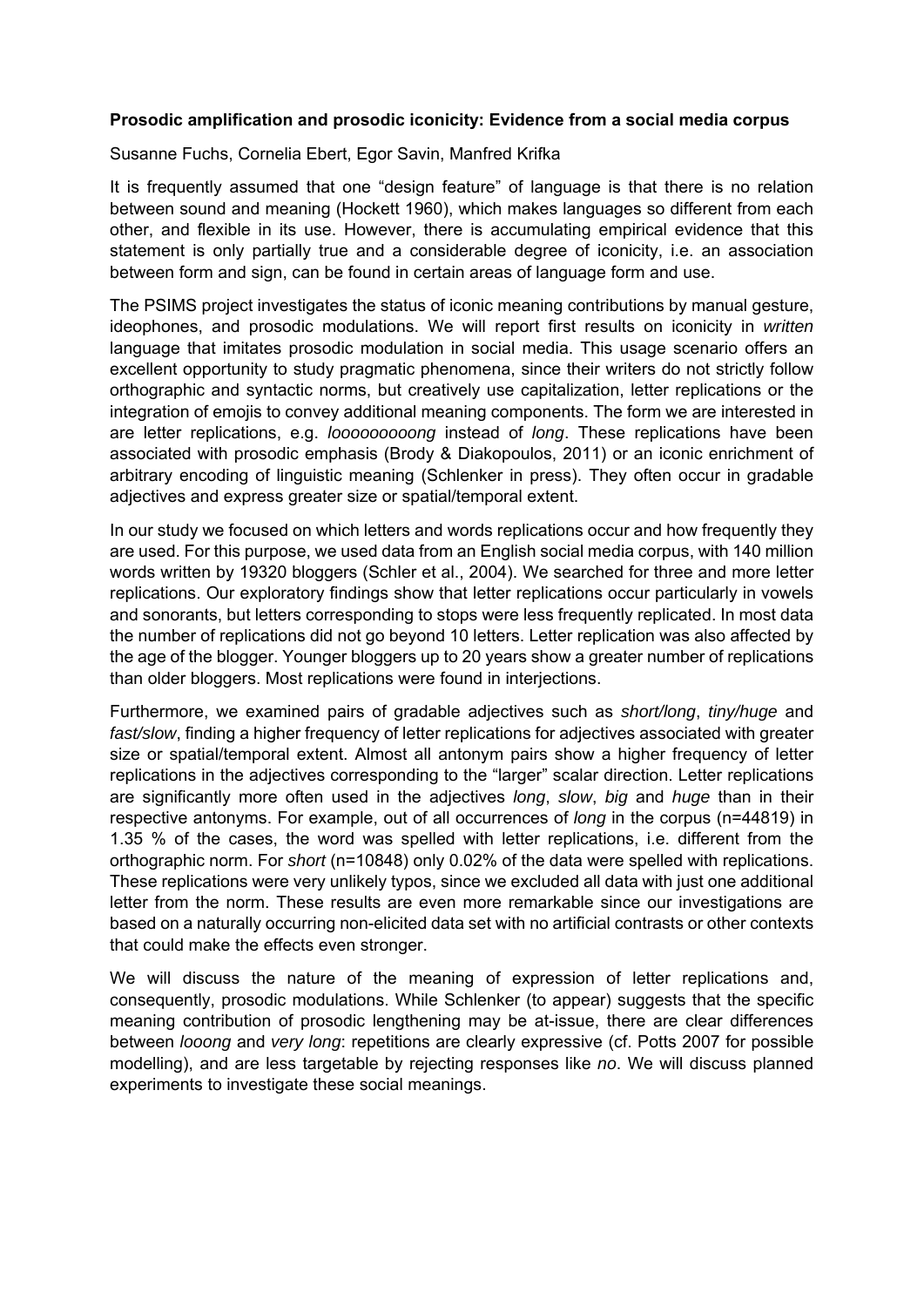**Prosodic amplification and prosodic iconicity: Evidence from a social media corpus**

Susanne Fuchs, Cornelia Ebert, Egor Savin, Manfred Krifka

It is frequently assumed that one "design feature" of language is that there is no relation between sound and meaning (Hockett 1960), which makes languages so different from each other, and flexible in its use. However, there is accumulating empirical evidence that this statement is only partially true and a considerable degree of iconicity, i.e. an association between form and sign, can be found in certain areas of language form and use.

The PSIMS project investigates the status of iconic meaning contributions by manual gesture, ideophones, and prosodic modulations. We will report first results on iconicity in *written* language that imitates prosodic modulation in social media. This usage scenario offers an excellent opportunity to study pragmatic phenomena, since their writers do not strictly follow orthographic and syntactic norms, but creatively use capitalization, letter replications or the integration of emojis to convey additional meaning components. The form we are interested in are letter replications, e.g. *looooooooong* instead of *long*. These replications have been associated with prosodic emphasis (Brody & Diakopoulos, 2011) or an iconic enrichment of arbitrary encoding of linguistic meaning (Schlenker in press). They often occur in gradable adjectives and express greater size or spatial/temporal extent.

In our study we focused on which letters and words replications occur and how frequently they are used. For this purpose, we used data from an English social media corpus, with 140 million words written by 19320 bloggers (Schler et al., 2004). We searched for three and more letter replications. Our exploratory findings show that letter replications occur particularly in vowels and sonorants, but letters corresponding to stops were less frequently replicated. In most data the number of replications did not go beyond 10 letters. Letter replication was also affected by the age of the blogger. Younger bloggers up to 20 years show a greater number of replications than older bloggers. Most replications were found in interjections.

Furthermore, we examined pairs of gradable adjectives such as *short/long*, *tiny/huge* and *fast/slow*, finding a higher frequency of letter replications for adjectives associated with greater size or spatial/temporal extent. Almost all antonym pairs show a higher frequency of letter replications in the adjectives corresponding to the "larger" scalar direction. Letter replications are significantly more often used in the adjectives *long*, *slow*, *big* and *huge* than in their respective antonyms. For example, out of all occurrences of *long* in the corpus (n=44819) in 1.35 % of the cases, the word was spelled with letter replications, i.e. different from the orthographic norm. For *short* (n=10848) only 0.02% of the data were spelled with replications. These replications were very unlikely typos, since we excluded all data with just one additional letter from the norm. These results are even more remarkable since our investigations are based on a naturally occurring non-elicited data set with no artificial contrasts or other contexts that could make the effects even stronger.

We will discuss the nature of the meaning of expression of letter replications and, consequently, prosodic modulations. While Schlenker (to appear) suggests that the specific meaning contribution of prosodic lengthening may be at-issue, there are clear differences between *looong* and *very long*: repetitions are clearly expressive (cf. Potts 2007 for possible modelling), and are less targetable by rejecting responses like *no*. We will discuss planned experiments to investigate these social meanings.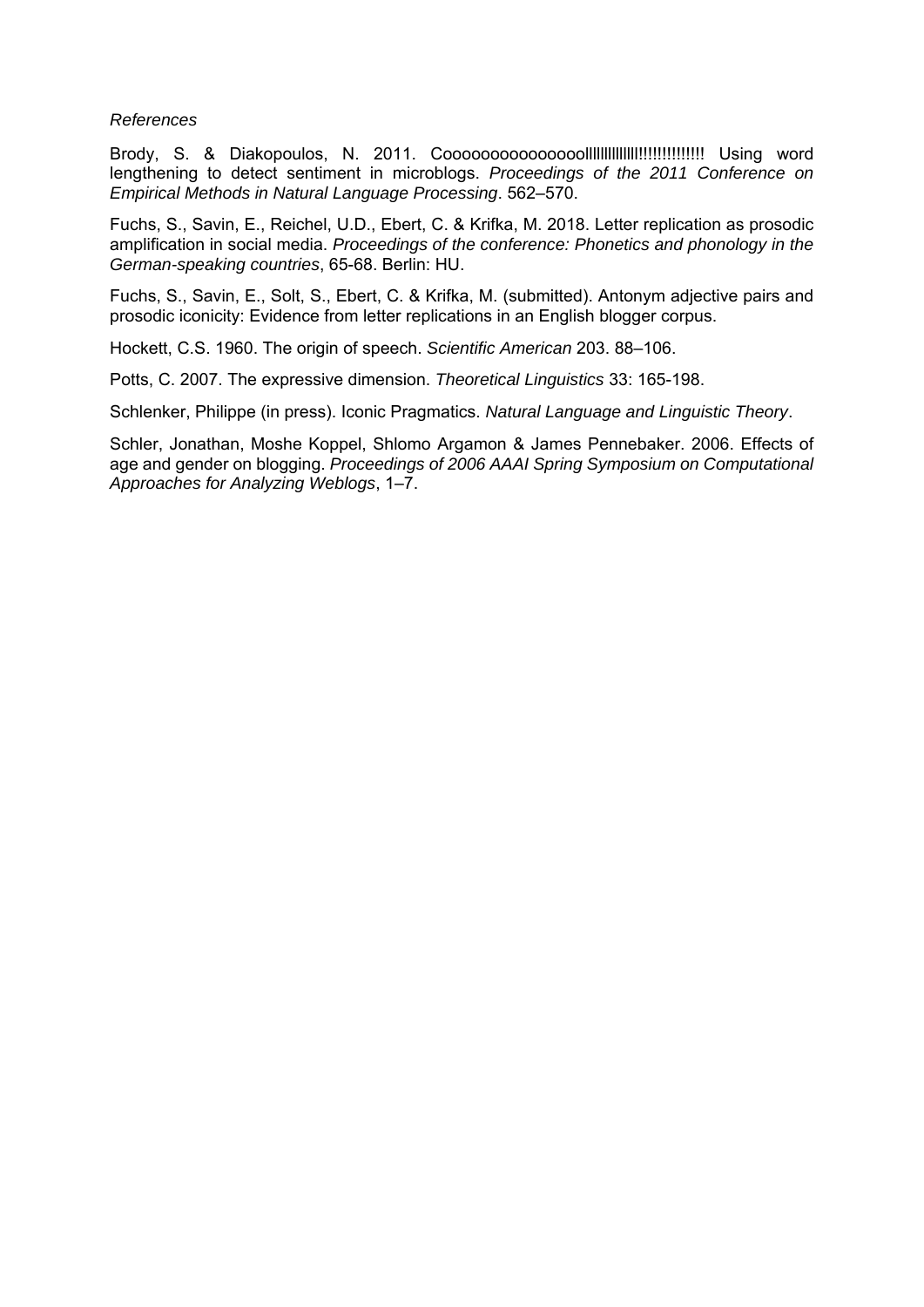*References*

Brody, S. & Diakopoulos, N. 2011. Cooooooooooooooollllllllllllll!!!!!!!!!!!!!! Using word lengthening to detect sentiment in microblogs. *Proceedings of the 2011 Conference on Empirical Methods in Natural Language Processing*. 562–570.

Fuchs, S., Savin, E., Reichel, U.D., Ebert, C. & Krifka, M. 2018. Letter replication as prosodic amplification in social media. *Proceedings of the conference: Phonetics and phonology in the German-speaking countries*, 65-68. Berlin: HU.

Fuchs, S., Savin, E., Solt, S., Ebert, C. & Krifka, M. (submitted). Antonym adjective pairs and prosodic iconicity: Evidence from letter replications in an English blogger corpus.

Hockett, C.S. 1960. The origin of speech. *Scientific American* 203. 88–106.

Potts, C. 2007. The expressive dimension. *Theoretical Linguistics* 33: 165-198.

Schlenker, Philippe (in press). Iconic Pragmatics. *Natural Language and Linguistic Theory*.

Schler, Jonathan, Moshe Koppel, Shlomo Argamon & James Pennebaker. 2006. Effects of age and gender on blogging. *Proceedings of 2006 AAAI Spring Symposium on Computational Approaches for Analyzing Weblogs*, 1–7.